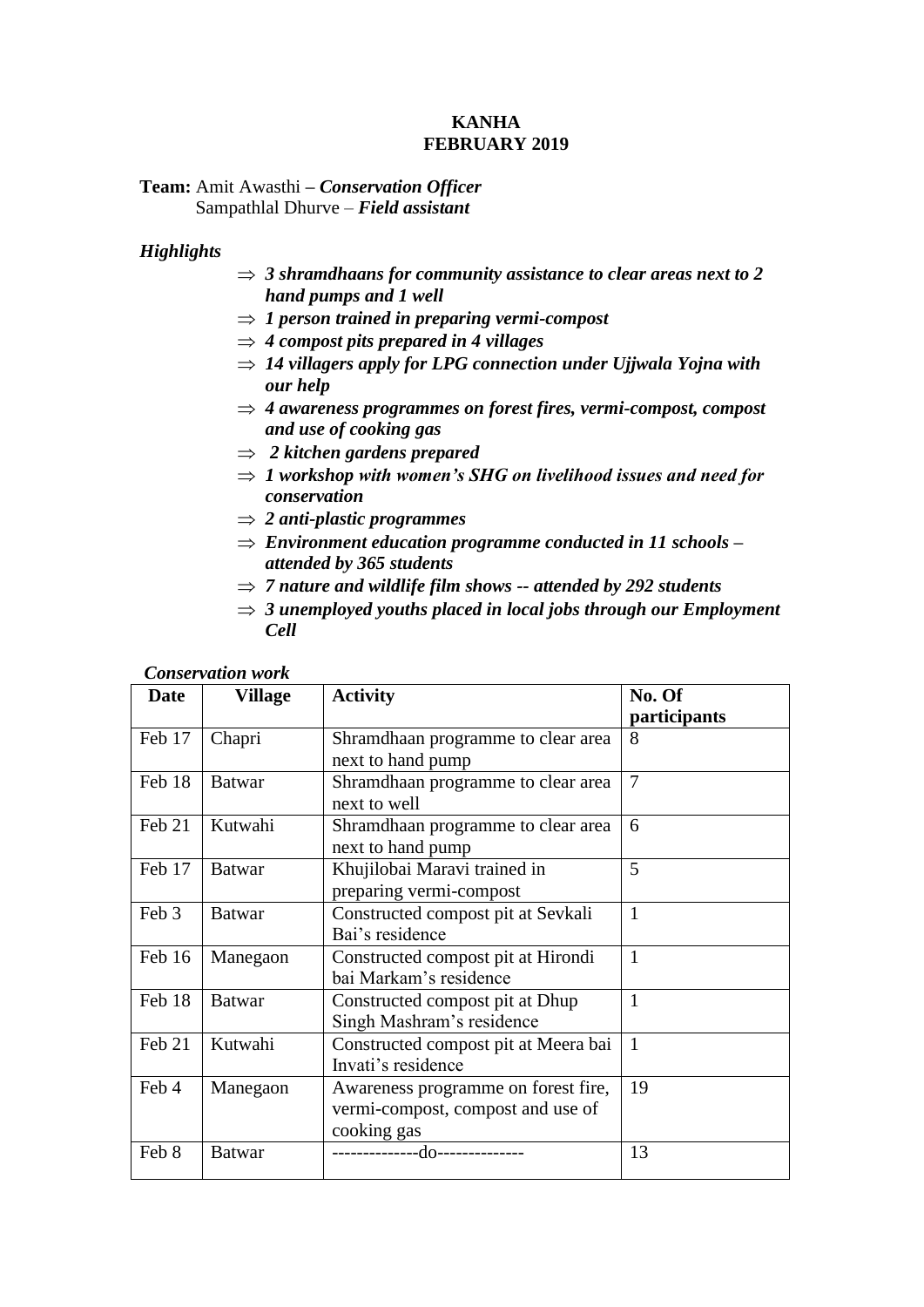# KANHA
## FEBRUARY 2019

**Team:** Amit Awasthi – ***Conservation Officer***
Sampathlal Dhurve – ***Field assistant***

***Highlights***

- ⇒ ***3 shramdhaans for community assistance to clear areas next to 2 hand pumps and 1 well***
- ⇒ ***1 person trained in preparing vermi-compost***
- ⇒ ***4 compost pits prepared in 4 villages***
- ⇒ ***14 villagers apply for LPG connection under Ujjwala Yojna with our help***
- ⇒ ***4 awareness programmes on forest fires, vermi-compost, compost and use of cooking gas***
- ⇒ ***2 kitchen gardens prepared***
- ⇒ ***1 workshop with women's SHG on livelihood issues and need for conservation***
- ⇒ ***2 anti-plastic programmes***
- ⇒ ***Environment education programme conducted in 11 schools – attended by 365 students***
- ⇒ ***7 nature and wildlife film shows -- attended by 292 students***
- ⇒ ***3 unemployed youths placed in local jobs through our Employment Cell***

***Conservation work***

| Date | Village | Activity | No. Of participants |
|---|---|---|---|
| Feb 17 | Chapri | Shramdhaan programme to clear area next to hand pump | 8 |
| Feb 18 | Batwar | Shramdhaan programme to clear area next to well | 7 |
| Feb 21 | Kutwahi | Shramdhaan programme to clear area next to hand pump | 6 |
| Feb 17 | Batwar | Khujilobai Maravi trained in preparing vermi-compost | 5 |
| Feb 3 | Batwar | Constructed compost pit at Sevkali Bai's residence | 1 |
| Feb 16 | Manegaon | Constructed compost pit at Hirondi bai Markam's residence | 1 |
| Feb 18 | Batwar | Constructed compost pit at Dhup Singh Mashram's residence | 1 |
| Feb 21 | Kutwahi | Constructed compost pit at Meera bai Invati's residence | 1 |
| Feb 4 | Manegaon | Awareness programme on forest fire, vermi-compost, compost and use of cooking gas | 19 |
| Feb 8 | Batwar | --------------do-------------- | 13 |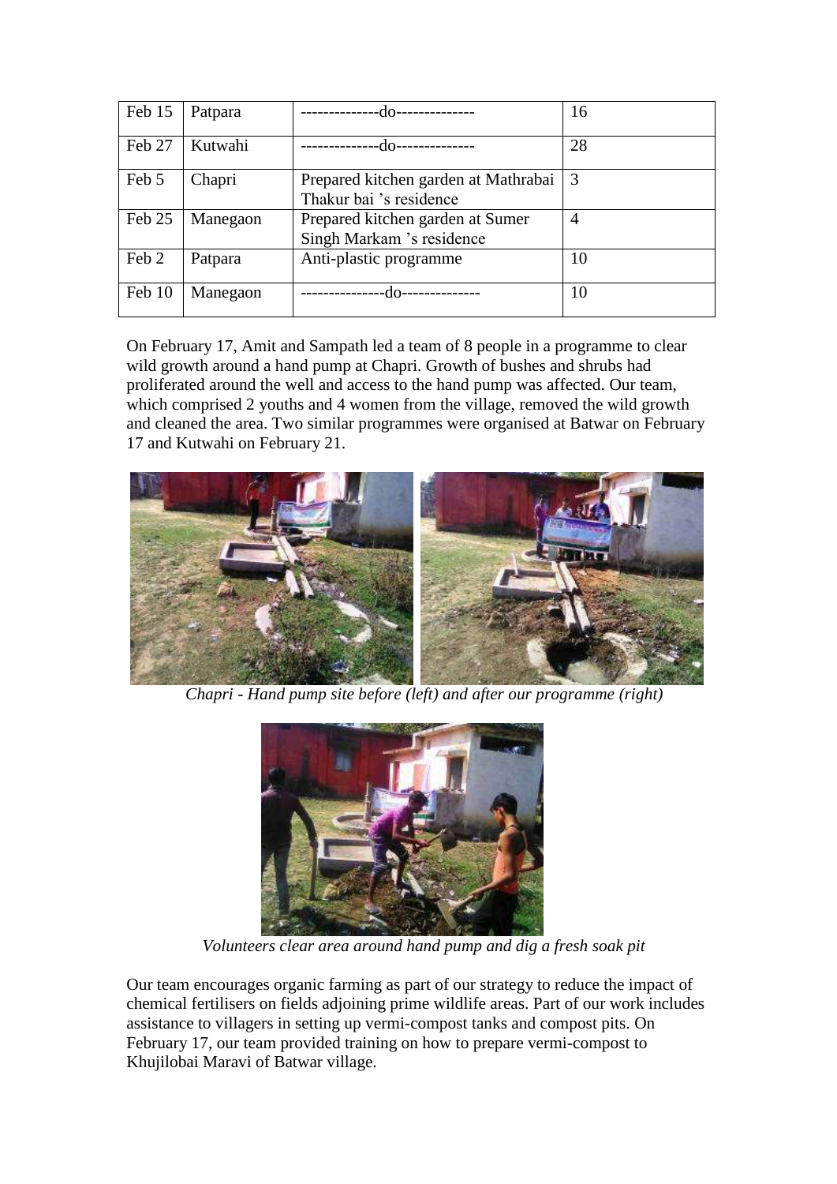| Feb 15 | Patpara | --------------do-------------- | 16 |
|---|---|---|---|
| Feb 27 | Kutwahi | --------------do-------------- | 28 |
| Feb 5 | Chapri | Prepared kitchen garden at Mathrabai Thakur bai 's residence | 3 |
| Feb 25 | Manegaon | Prepared kitchen garden at Sumer Singh Markam 's residence | 4 |
| Feb 2 | Patpara | Anti-plastic programme | 10 |
| Feb 10 | Manegaon | ---------------do-------------- | 10 |

On February 17, Amit and Sampath led a team of 8 people in a programme to clear wild growth around a hand pump at Chapri. Growth of bushes and shrubs had proliferated around the well and access to the hand pump was affected. Our team, which comprised 2 youths and 4 women from the village, removed the wild growth and cleaned the area. Two similar programmes were organised at Batwar on February 17 and Kutwahi on February 21.

*Chapri - Hand pump site before (left) and after our programme (right)*

*Volunteers clear area around hand pump and dig a fresh soak pit*

Our team encourages organic farming as part of our strategy to reduce the impact of chemical fertilisers on fields adjoining prime wildlife areas. Part of our work includes assistance to villagers in setting up vermi-compost tanks and compost pits. On February 17, our team provided training on how to prepare vermi-compost to Khujilobai Maravi of Batwar village.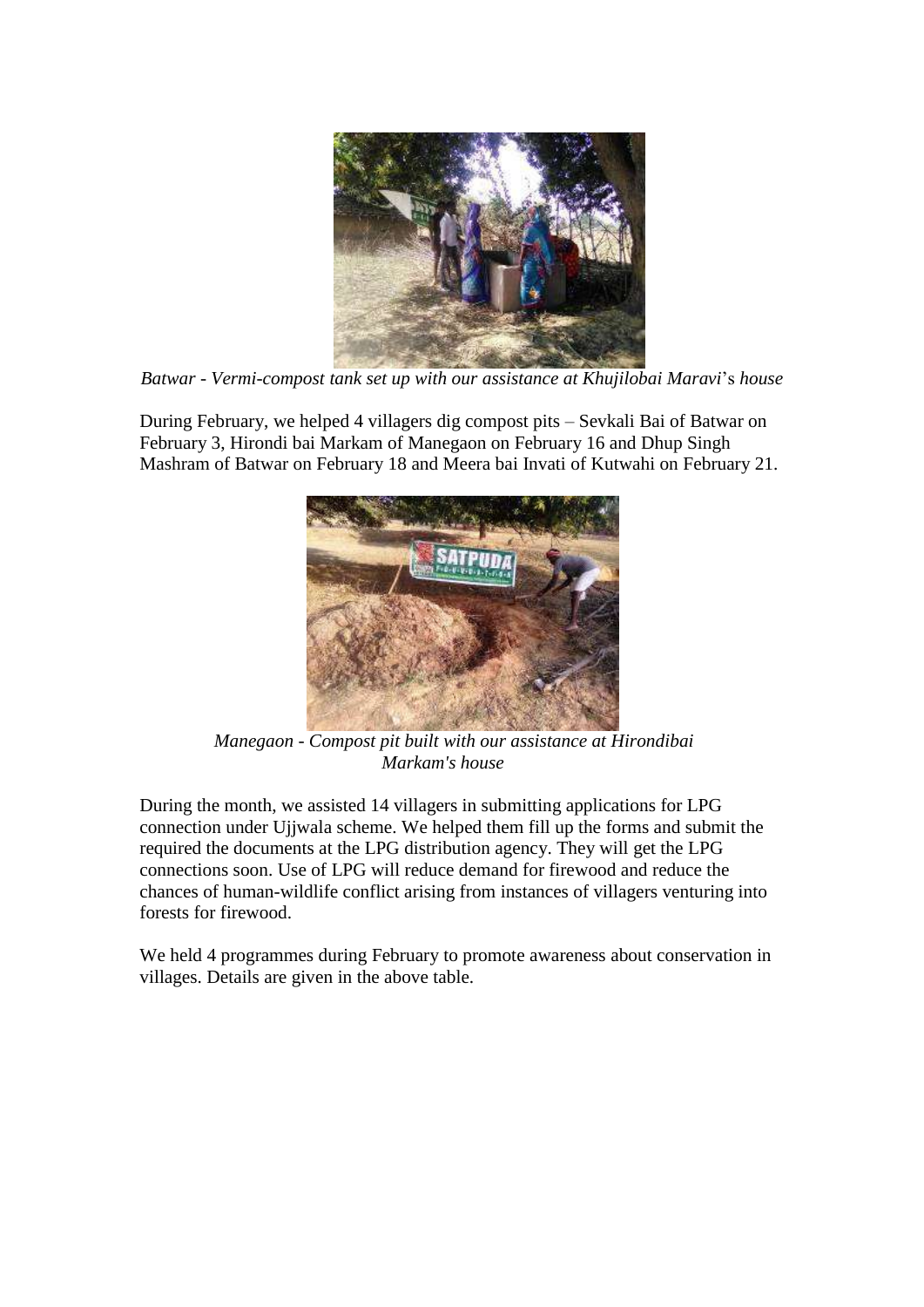*Batwar - Vermi-compost tank set up with our assistance at Khujilobai Maravi's house*

During February, we helped 4 villagers dig compost pits – Sevkali Bai of Batwar on February 3, Hirondi bai Markam of Manegaon on February 16 and Dhup Singh Mashram of Batwar on February 18 and Meera bai Invati of Kutwahi on February 21.

*Manegaon - Compost pit built with our assistance at Hirondibai Markam's house*

During the month, we assisted 14 villagers in submitting applications for LPG connection under Ujjwala scheme. We helped them fill up the forms and submit the required the documents at the LPG distribution agency. They will get the LPG connections soon. Use of LPG will reduce demand for firewood and reduce the chances of human-wildlife conflict arising from instances of villagers venturing into forests for firewood.

We held 4 programmes during February to promote awareness about conservation in villages. Details are given in the above table.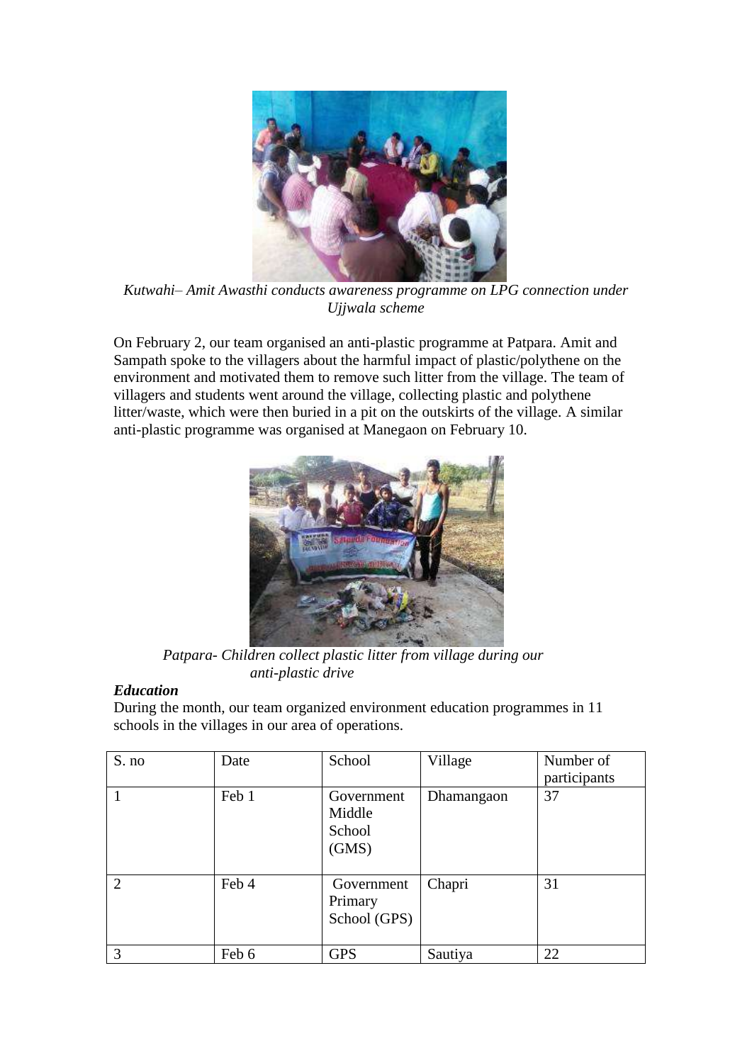*Kutwahi– Amit Awasthi conducts awareness programme on LPG connection under Ujjwala scheme*

On February 2, our team organised an anti-plastic programme at Patpara. Amit and Sampath spoke to the villagers about the harmful impact of plastic/polythene on the environment and motivated them to remove such litter from the village. The team of villagers and students went around the village, collecting plastic and polythene litter/waste, which were then buried in a pit on the outskirts of the village. A similar anti-plastic programme was organised at Manegaon on February 10.

*Patpara- Children collect plastic litter from village during our anti-plastic drive*

***Education***

During the month, our team organized environment education programmes in 11 schools in the villages in our area of operations.

| S. no | Date | School | Village | Number of participants |
|---|---|---|---|---|
| 1 | Feb 1 | Government Middle School (GMS) | Dhamangaon | 37 |
| 2 | Feb 4 | Government Primary School (GPS) | Chapri | 31 |
| 3 | Feb 6 | GPS | Sautiya | 22 |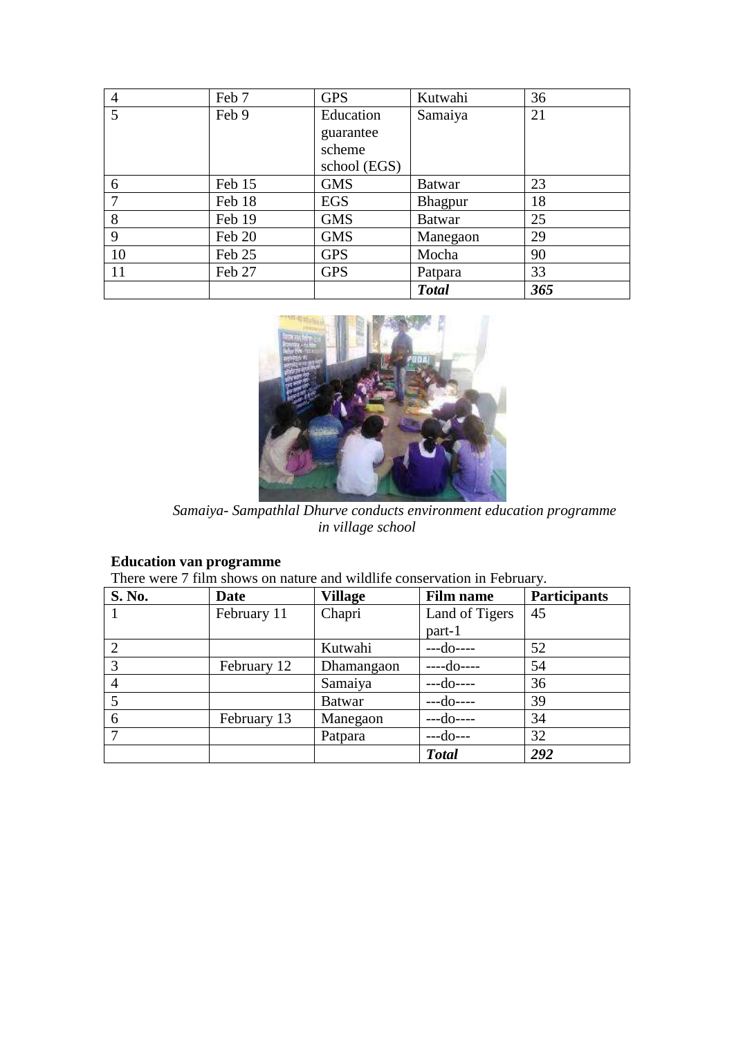| 4 | Feb 7 | GPS | Kutwahi | 36 |
|---|---|---|---|---|
| 5 | Feb 9 | Education guarantee scheme school (EGS) | Samaiya | 21 |
| 6 | Feb 15 | GMS | Batwar | 23 |
| 7 | Feb 18 | EGS | Bhagpur | 18 |
| 8 | Feb 19 | GMS | Batwar | 25 |
| 9 | Feb 20 | GMS | Manegaon | 29 |
| 10 | Feb 25 | GPS | Mocha | 90 |
| 11 | Feb 27 | GPS | Patpara | 33 |
| | | | ***Total*** | ***365*** |

*Samaiya- Sampathlal Dhurve conducts environment education programme in village school*

**Education van programme**

There were 7 film shows on nature and wildlife conservation in February.

| S. No. | Date | Village | Film name | Participants |
|---|---|---|---|---|
| 1 | February 11 | Chapri | Land of Tigers part-1 | 45 |
| 2 | | Kutwahi | ---do---- | 52 |
| 3 | February 12 | Dhamangaon | ----do---- | 54 |
| 4 | | Samaiya | ---do---- | 36 |
| 5 | | Batwar | ---do---- | 39 |
| 6 | February 13 | Manegaon | ---do---- | 34 |
| 7 | | Patpara | ---do--- | 32 |
| | | | ***Total*** | ***292*** |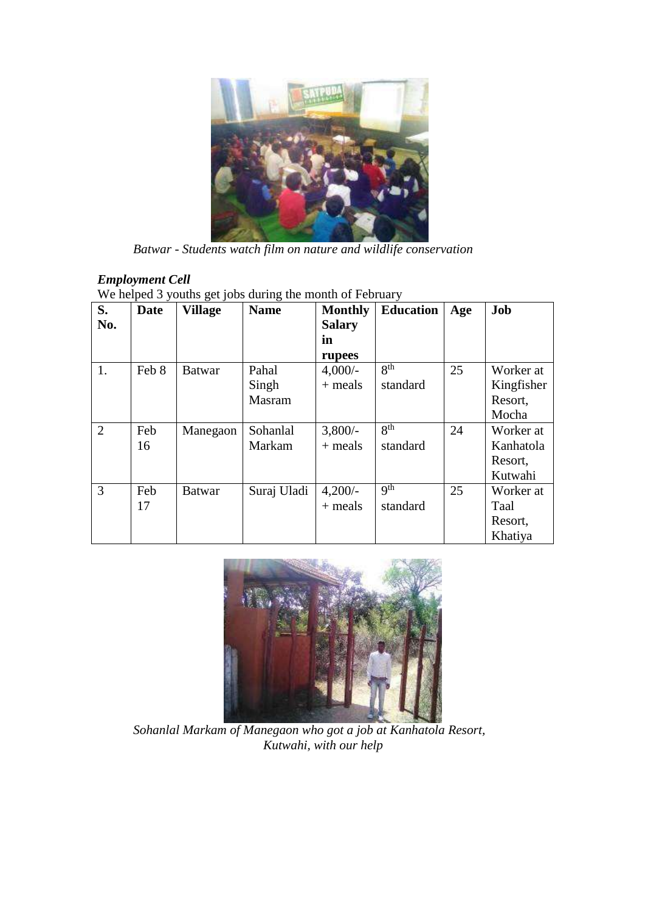*Batwar - Students watch film on nature and wildlife conservation*

***Employment Cell***

We helped 3 youths get jobs during the month of February

| S. No. | Date | Village | Name | Monthly Salary in rupees | Education | Age | Job |
|---|---|---|---|---|---|---|---|
| 1. | Feb 8 | Batwar | Pahal Singh Masram | 4,000/- + meals | 8th standard | 25 | Worker at Kingfisher Resort, Mocha |
| 2 | Feb 16 | Manegaon | Sohanlal Markam | 3,800/- + meals | 8th standard | 24 | Worker at Kanhatola Resort, Kutwahi |
| 3 | Feb 17 | Batwar | Suraj Uladi | 4,200/- + meals | 9th standard | 25 | Worker at Taal Resort, Khatiya |

*Sohanlal Markam of Manegaon who got a job at Kanhatola Resort, Kutwahi, with our help*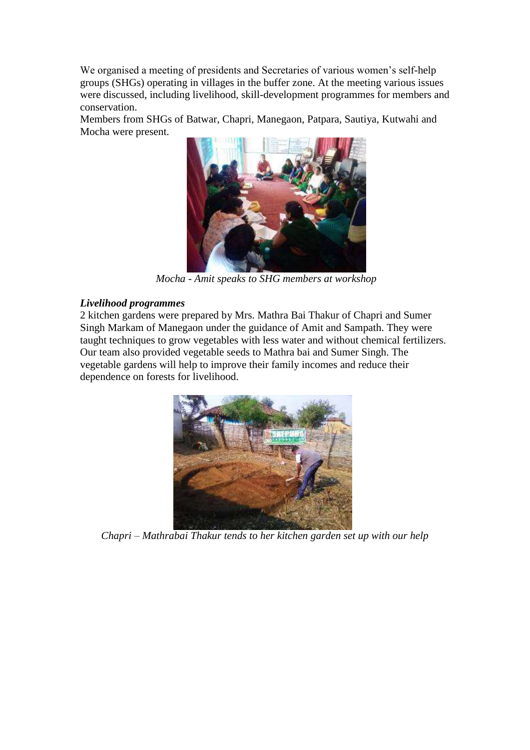We organised a meeting of presidents and Secretaries of various women's self-help groups (SHGs) operating in villages in the buffer zone. At the meeting various issues were discussed, including livelihood, skill-development programmes for members and conservation.

Members from SHGs of Batwar, Chapri, Manegaon, Patpara, Sautiya, Kutwahi and Mocha were present.

*Mocha - Amit speaks to SHG members at workshop*

***Livelihood programmes***

2 kitchen gardens were prepared by Mrs. Mathra Bai Thakur of Chapri and Sumer Singh Markam of Manegaon under the guidance of Amit and Sampath. They were taught techniques to grow vegetables with less water and without chemical fertilizers. Our team also provided vegetable seeds to Mathra bai and Sumer Singh. The vegetable gardens will help to improve their family incomes and reduce their dependence on forests for livelihood.

*Chapri – Mathrabai Thakur tends to her kitchen garden set up with our help*